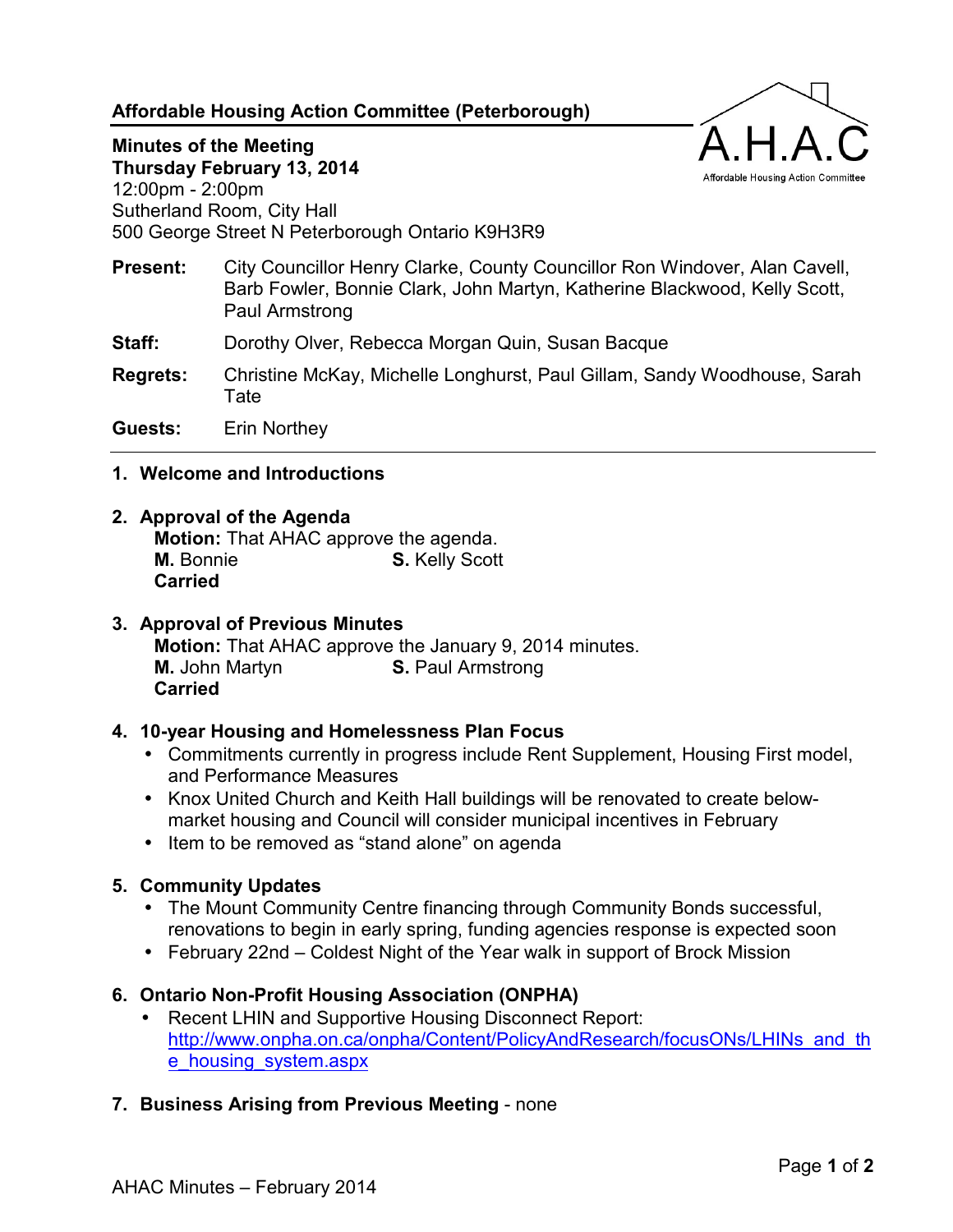## Affordable Housing Action Committee (Peterborough)

A.H.A.C
Affordable Housing Action Committee

**Minutes of the Meeting**
**Thursday February 13, 2014**
12:00pm - 2:00pm
Sutherland Room, City Hall
500 George Street N Peterborough Ontario K9H3R9

**Present:** City Councillor Henry Clarke, County Councillor Ron Windover, Alan Cavell, Barb Fowler, Bonnie Clark, John Martyn, Katherine Blackwood, Kelly Scott, Paul Armstrong

**Staff:** Dorothy Olver, Rebecca Morgan Quin, Susan Bacque

**Regrets:** Christine McKay, Michelle Longhurst, Paul Gillam, Sandy Woodhouse, Sarah Tate

**Guests:** Erin Northey

---

### 1. Welcome and Introductions

### 2. Approval of the Agenda

**Motion:** That AHAC approve the agenda.
**M.** Bonnie **S.** Kelly Scott
**Carried**

### 3. Approval of Previous Minutes

**Motion:** That AHAC approve the January 9, 2014 minutes.
**M.** John Martyn **S.** Paul Armstrong
**Carried**

### 4. 10-year Housing and Homelessness Plan Focus

- Commitments currently in progress include Rent Supplement, Housing First model, and Performance Measures
- Knox United Church and Keith Hall buildings will be renovated to create below-market housing and Council will consider municipal incentives in February
- Item to be removed as "stand alone" on agenda

### 5. Community Updates

- The Mount Community Centre financing through Community Bonds successful, renovations to begin in early spring, funding agencies response is expected soon
- February 22nd – Coldest Night of the Year walk in support of Brock Mission

### 6. Ontario Non-Profit Housing Association (ONPHA)

- Recent LHIN and Supportive Housing Disconnect Report: http://www.onpha.on.ca/onpha/Content/PolicyAndResearch/focusONs/LHINs_and_the_housing_system.aspx

### 7. Business Arising from Previous Meeting - none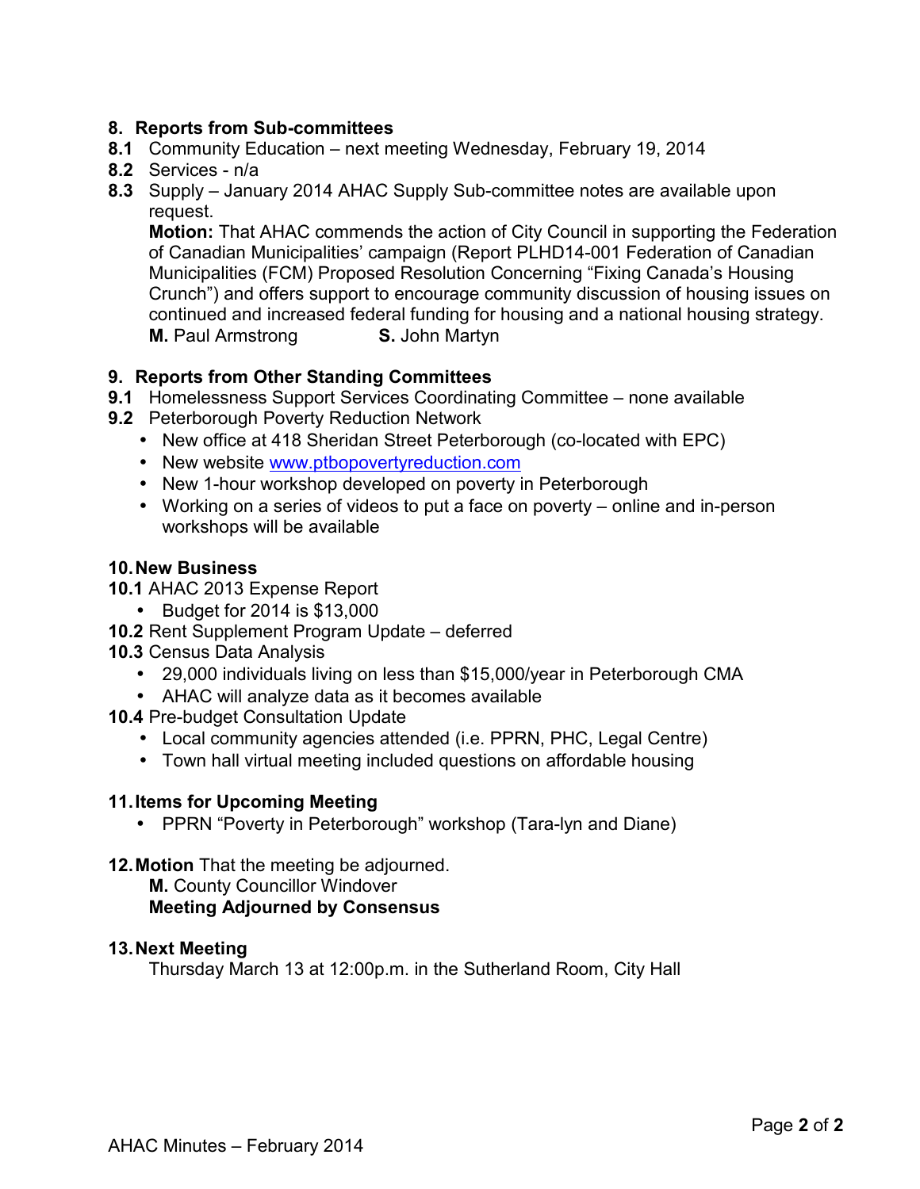## 8. Reports from Sub-committees

**8.1** Community Education – next meeting Wednesday, February 19, 2014

**8.2** Services - n/a

**8.3** Supply – January 2014 AHAC Supply Sub-committee notes are available upon request.

**Motion:** That AHAC commends the action of City Council in supporting the Federation of Canadian Municipalities' campaign (Report PLHD14-001 Federation of Canadian Municipalities (FCM) Proposed Resolution Concerning "Fixing Canada's Housing Crunch") and offers support to encourage community discussion of housing issues on continued and increased federal funding for housing and a national housing strategy.

**M.** Paul Armstrong **S.** John Martyn

## 9. Reports from Other Standing Committees

**9.1** Homelessness Support Services Coordinating Committee – none available

**9.2** Peterborough Poverty Reduction Network

- New office at 418 Sheridan Street Peterborough (co-located with EPC)
- New website www.ptbopovertyreduction.com
- New 1-hour workshop developed on poverty in Peterborough
- Working on a series of videos to put a face on poverty – online and in-person workshops will be available

## 10. New Business

**10.1** AHAC 2013 Expense Report

- Budget for 2014 is $13,000

**10.2** Rent Supplement Program Update – deferred

**10.3** Census Data Analysis

- 29,000 individuals living on less than $15,000/year in Peterborough CMA
- AHAC will analyze data as it becomes available

**10.4** Pre-budget Consultation Update

- Local community agencies attended (i.e. PPRN, PHC, Legal Centre)
- Town hall virtual meeting included questions on affordable housing

## 11. Items for Upcoming Meeting

- PPRN "Poverty in Peterborough" workshop (Tara-lyn and Diane)

## 12. **Motion** That the meeting be adjourned.

**M.** County Councillor Windover

**Meeting Adjourned by Consensus**

## 13. Next Meeting

Thursday March 13 at 12:00p.m. in the Sutherland Room, City Hall